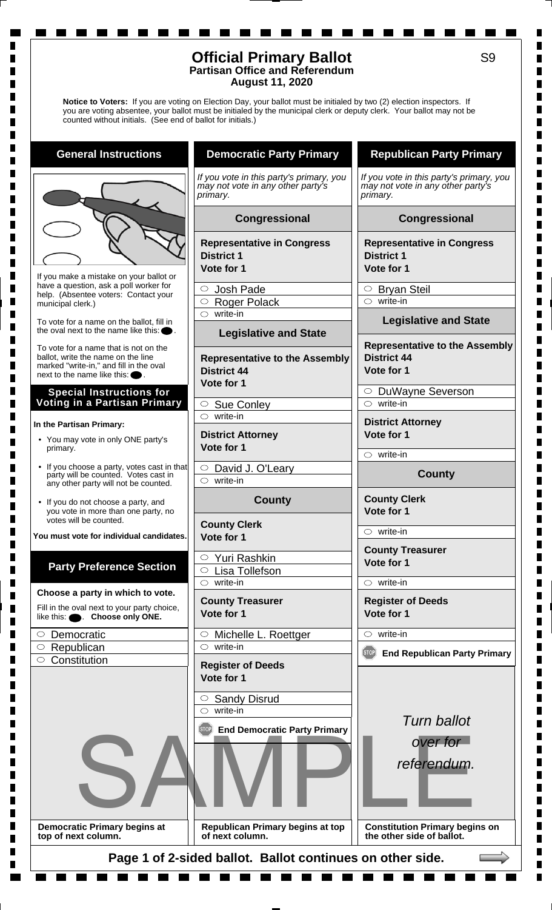# Official Primary Ballot

**Partisan Office and Referendum**
**August 11, 2020**

S9

**Notice to Voters:** If you are voting on Election Day, your ballot must be initialed by two (2) election inspectors. If you are voting absentee, your ballot must be initialed by the municipal clerk or deputy clerk. Your ballot may not be counted without initials. (See end of ballot for initials.)

## General Instructions

If you make a mistake on your ballot or have a question, ask a poll worker for help. (Absentee voters: Contact your municipal clerk.)

To vote for a name on the ballot, fill in the oval next to the name like this: ⬬.

To vote for a name that is not on the ballot, write the name on the line marked "write-in," and fill in the oval next to the name like this: ⬬.

### Special Instructions for Voting in a Partisan Primary

**In the Partisan Primary:**

- You may vote in only ONE party's primary.
- If you choose a party, votes cast in that party will be counted. Votes cast in any other party will not be counted.
- If you do not choose a party, and you vote in more than one party, no votes will be counted.

**You must vote for individual candidates.**

### Party Preference Section

**Choose a party in which to vote.**

Fill in the oval next to your party choice, like this: ⬬. **Choose only ONE.**

- ○ Democratic
- ○ Republican
- ○ Constitution

**Democratic Primary begins at top of next column.**

## Democratic Party Primary

*If you vote in this party's primary, you may not vote in any other party's primary.*

### Congressional

**Representative in Congress**
**District 1**
**Vote for 1**

- ○ Josh Pade
- ○ Roger Polack
- ○ write-in

### Legislative and State

**Representative to the Assembly**
**District 44**
**Vote for 1**

- ○ Sue Conley
- ○ write-in

**District Attorney**
**Vote for 1**

- ○ David J. O'Leary
- ○ write-in

### County

**County Clerk**
**Vote for 1**

- ○ Yuri Rashkin
- ○ Lisa Tollefson
- ○ write-in

**County Treasurer**
**Vote for 1**

- ○ Michelle L. Roettger
- ○ write-in

**Register of Deeds**
**Vote for 1**

- ○ Sandy Disrud
- ○ write-in

**End Democratic Party Primary**

**Republican Primary begins at top of next column.**

## Republican Party Primary

*If you vote in this party's primary, you may not vote in any other party's primary.*

### Congressional

**Representative in Congress**
**District 1**
**Vote for 1**

- ○ Bryan Steil
- ○ write-in

### Legislative and State

**Representative to the Assembly**
**District 44**
**Vote for 1**

- ○ DuWayne Severson
- ○ write-in

**District Attorney**
**Vote for 1**

- ○ write-in

### County

**County Clerk**
**Vote for 1**

- ○ write-in

**County Treasurer**
**Vote for 1**

- ○ write-in

**Register of Deeds**
**Vote for 1**

- ○ write-in

**End Republican Party Primary**

*Turn ballot over for referendum.*

**Constitution Primary begins on the other side of ballot.**

SAMPLE

**Page 1 of 2-sided ballot. Ballot continues on other side.**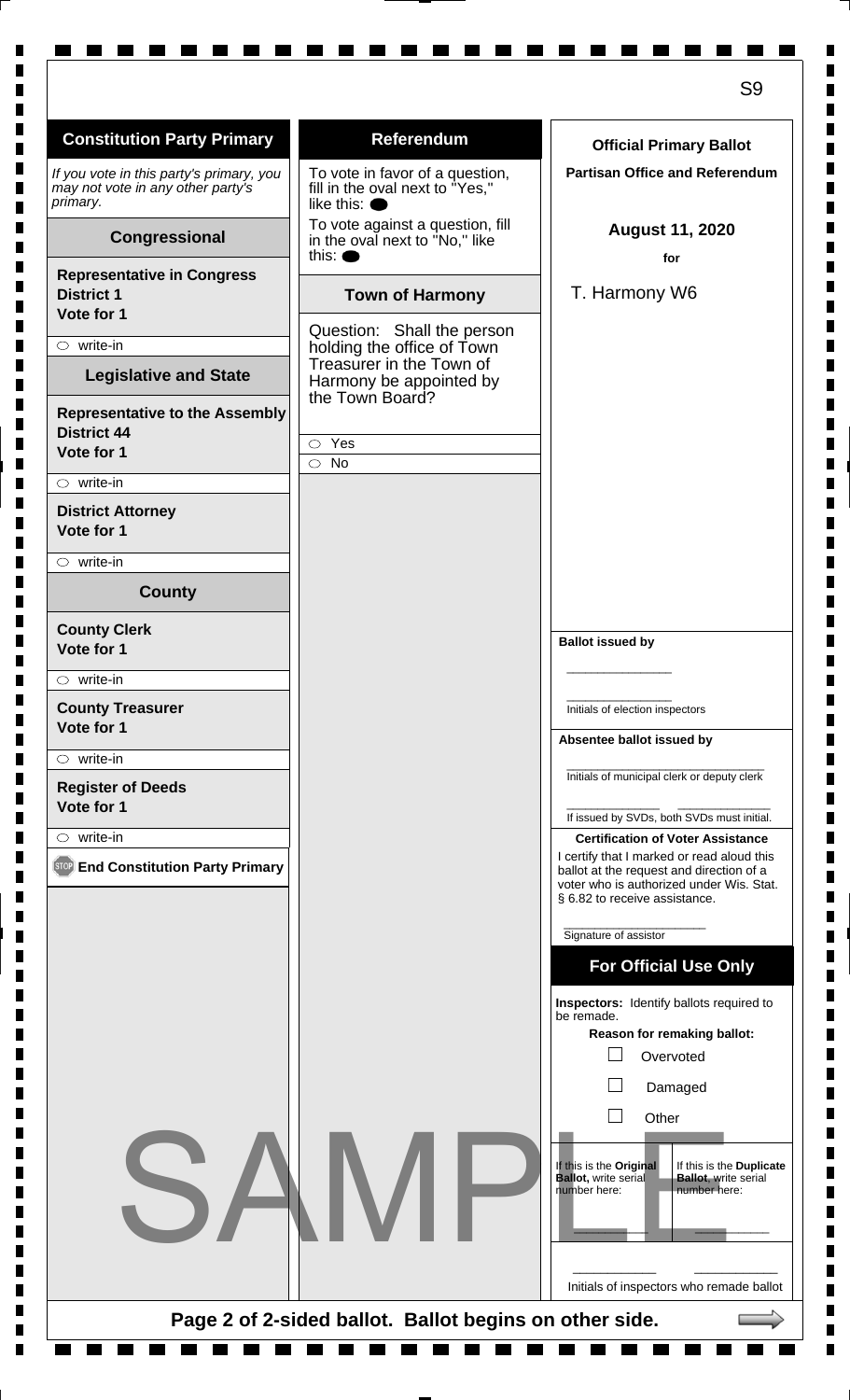S9

## Constitution Party Primary

*If you vote in this party's primary, you may not vote in any other party's primary.*

### Congressional

**Representative in Congress**
**District 1**
**Vote for 1**

○ write-in

### Legislative and State

**Representative to the Assembly**
**District 44**
**Vote for 1**

○ write-in

**District Attorney**
**Vote for 1**

○ write-in

### County

**County Clerk**
**Vote for 1**

○ write-in

**County Treasurer**
**Vote for 1**

○ write-in

**Register of Deeds**
**Vote for 1**

○ write-in

**End Constitution Party Primary**

## Referendum

To vote in favor of a question, fill in the oval next to "Yes," like this: ⬬

To vote against a question, fill in the oval next to "No," like this: ⬬

### Town of Harmony

Question: Shall the person holding the office of Town Treasurer in the Town of Harmony be appointed by the Town Board?

○ Yes
○ No

## Official Primary Ballot

**Partisan Office and Referendum**

**August 11, 2020**

**for**

T. Harmony W6

**Ballot issued by**

\_\_\_\_\_\_\_\_\_\_\_\_

\_\_\_\_\_\_\_\_\_\_\_\_

Initials of election inspectors

**Absentee ballot issued by**

\_\_\_\_\_\_\_\_\_\_\_\_\_\_\_\_\_\_\_\_\_\_

Initials of municipal clerk or deputy clerk

\_\_\_\_\_\_\_\_\_\_ \_\_\_\_\_\_\_\_\_\_

If issued by SVDs, both SVDs must initial.

**Certification of Voter Assistance**

I certify that I marked or read aloud this ballot at the request and direction of a voter who is authorized under Wis. Stat. § 6.82 to receive assistance.

\_\_\_\_\_\_\_\_\_\_\_\_\_\_\_\_\_\_

Signature of assistor

## For Official Use Only

**Inspectors:** Identify ballots required to be remade.

**Reason for remaking ballot:**

☐ Overvoted

☐ Damaged

☐ Other

| If this is the **Original Ballot,** write serial number here: | If this is the **Duplicate Ballot,** write serial number here: |
|---|---|
| \_\_\_\_\_\_\_\_ | \_\_\_\_\_\_\_\_ |

\_\_\_\_\_\_\_\_\_\_ \_\_\_\_\_\_\_\_\_\_

Initials of inspectors who remade ballot

SAMPLE

**Page 2 of 2-sided ballot. Ballot begins on other side.**